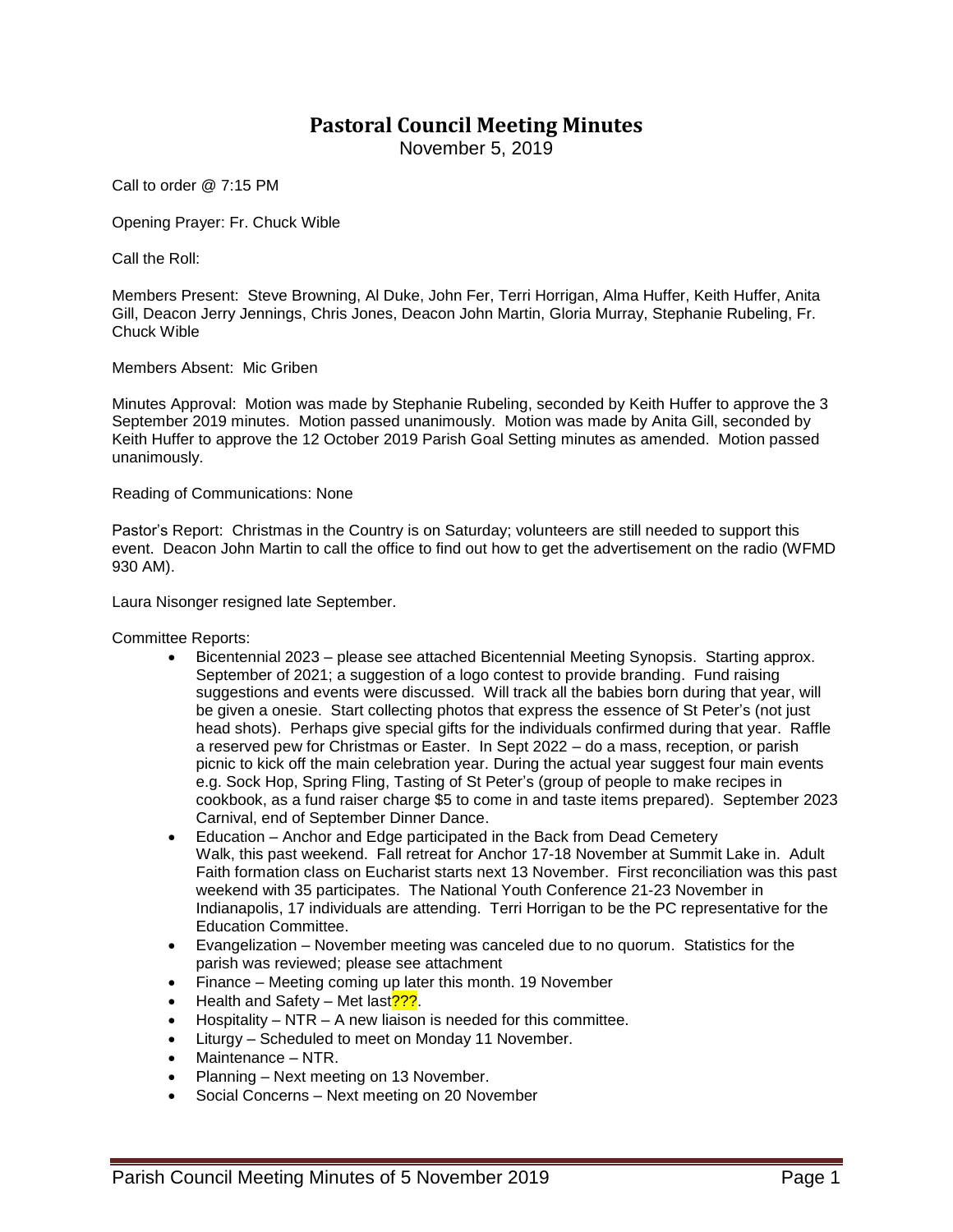# Pastoral Council Meeting Minutes

November 5, 2019

Call to order @ 7:15 PM

Opening Prayer: Fr. Chuck Wible

Call the Roll:

Members Present: Steve Browning, Al Duke, John Fer, Terri Horrigan, Alma Huffer, Keith Huffer, Anita Gill, Deacon Jerry Jennings, Chris Jones, Deacon John Martin, Gloria Murray, Stephanie Rubeling, Fr. Chuck Wible

Members Absent: Mic Griben

Minutes Approval: Motion was made by Stephanie Rubeling, seconded by Keith Huffer to approve the 3 September 2019 minutes. Motion passed unanimously. Motion was made by Anita Gill, seconded by Keith Huffer to approve the 12 October 2019 Parish Goal Setting minutes as amended. Motion passed unanimously.

Reading of Communications: None

Pastor's Report: Christmas in the Country is on Saturday; volunteers are still needed to support this event. Deacon John Martin to call the office to find out how to get the advertisement on the radio (WFMD 930 AM).

Laura Nisonger resigned late September.

Committee Reports:

- Bicentennial 2023 – please see attached Bicentennial Meeting Synopsis. Starting approx. September of 2021; a suggestion of a logo contest to provide branding. Fund raising suggestions and events were discussed. Will track all the babies born during that year, will be given a onesie. Start collecting photos that express the essence of St Peter's (not just head shots). Perhaps give special gifts for the individuals confirmed during that year. Raffle a reserved pew for Christmas or Easter. In Sept 2022 – do a mass, reception, or parish picnic to kick off the main celebration year. During the actual year suggest four main events e.g. Sock Hop, Spring Fling, Tasting of St Peter's (group of people to make recipes in cookbook, as a fund raiser charge $5 to come in and taste items prepared). September 2023 Carnival, end of September Dinner Dance.
- Education – Anchor and Edge participated in the Back from Dead Cemetery Walk, this past weekend. Fall retreat for Anchor 17-18 November at Summit Lake in. Adult Faith formation class on Eucharist starts next 13 November. First reconciliation was this past weekend with 35 participates. The National Youth Conference 21-23 November in Indianapolis, 17 individuals are attending. Terri Horrigan to be the PC representative for the Education Committee.
- Evangelization – November meeting was canceled due to no quorum. Statistics for the parish was reviewed; please see attachment
- Finance – Meeting coming up later this month. 19 November
- Health and Safety – Met last???.
- Hospitality – NTR – A new liaison is needed for this committee.
- Liturgy – Scheduled to meet on Monday 11 November.
- Maintenance – NTR.
- Planning – Next meeting on 13 November.
- Social Concerns – Next meeting on 20 November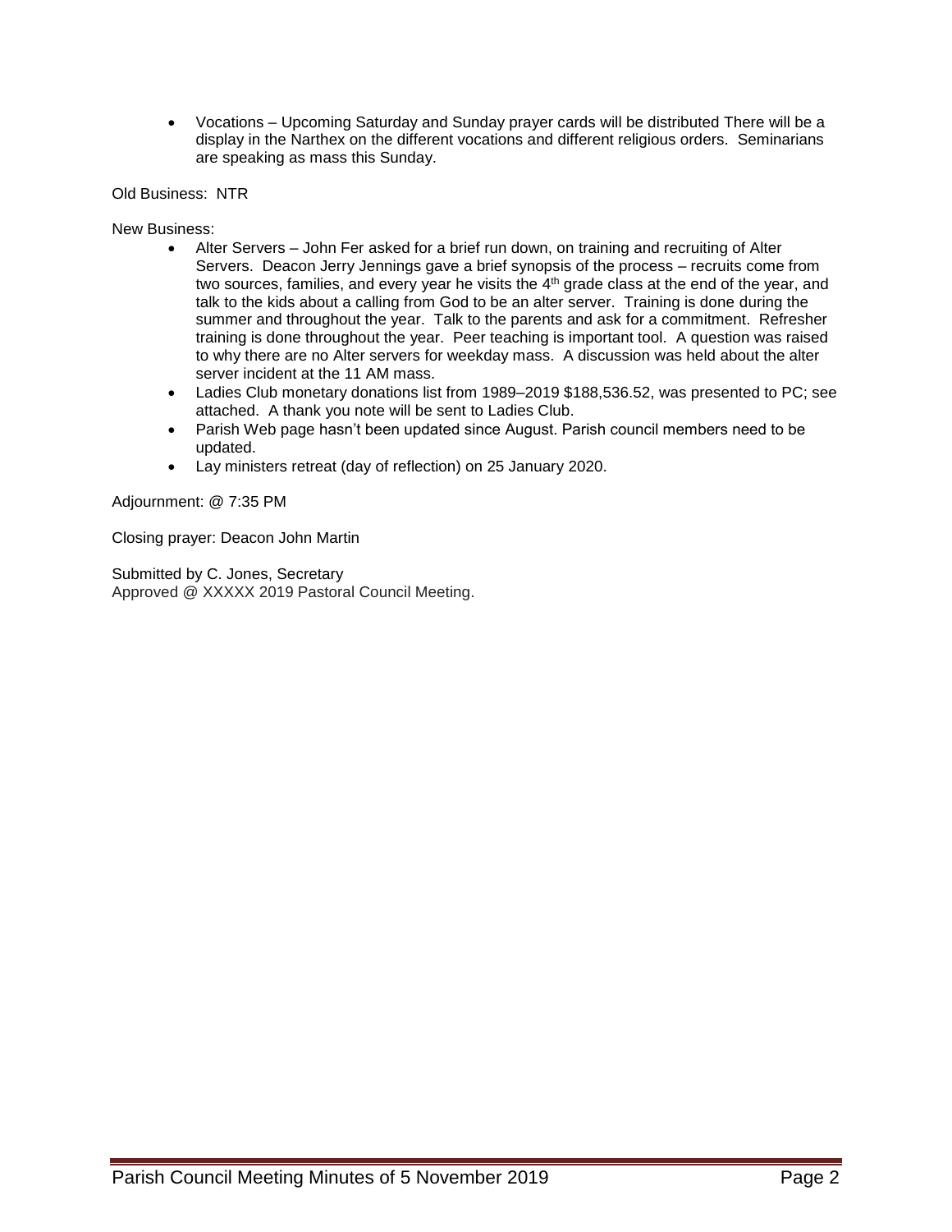- Vocations – Upcoming Saturday and Sunday prayer cards will be distributed There will be a display in the Narthex on the different vocations and different religious orders. Seminarians are speaking as mass this Sunday.

Old Business: NTR

New Business:

- Alter Servers – John Fer asked for a brief run down, on training and recruiting of Alter Servers. Deacon Jerry Jennings gave a brief synopsis of the process – recruits come from two sources, families, and every year he visits the 4th grade class at the end of the year, and talk to the kids about a calling from God to be an alter server. Training is done during the summer and throughout the year. Talk to the parents and ask for a commitment. Refresher training is done throughout the year. Peer teaching is important tool. A question was raised to why there are no Alter servers for weekday mass. A discussion was held about the alter server incident at the 11 AM mass.
- Ladies Club monetary donations list from 1989–2019 $188,536.52, was presented to PC; see attached. A thank you note will be sent to Ladies Club.
- Parish Web page hasn't been updated since August. Parish council members need to be updated.
- Lay ministers retreat (day of reflection) on 25 January 2020.

Adjournment: @ 7:35 PM

Closing prayer: Deacon John Martin

Submitted by C. Jones, Secretary
Approved @ XXXXX 2019 Pastoral Council Meeting.